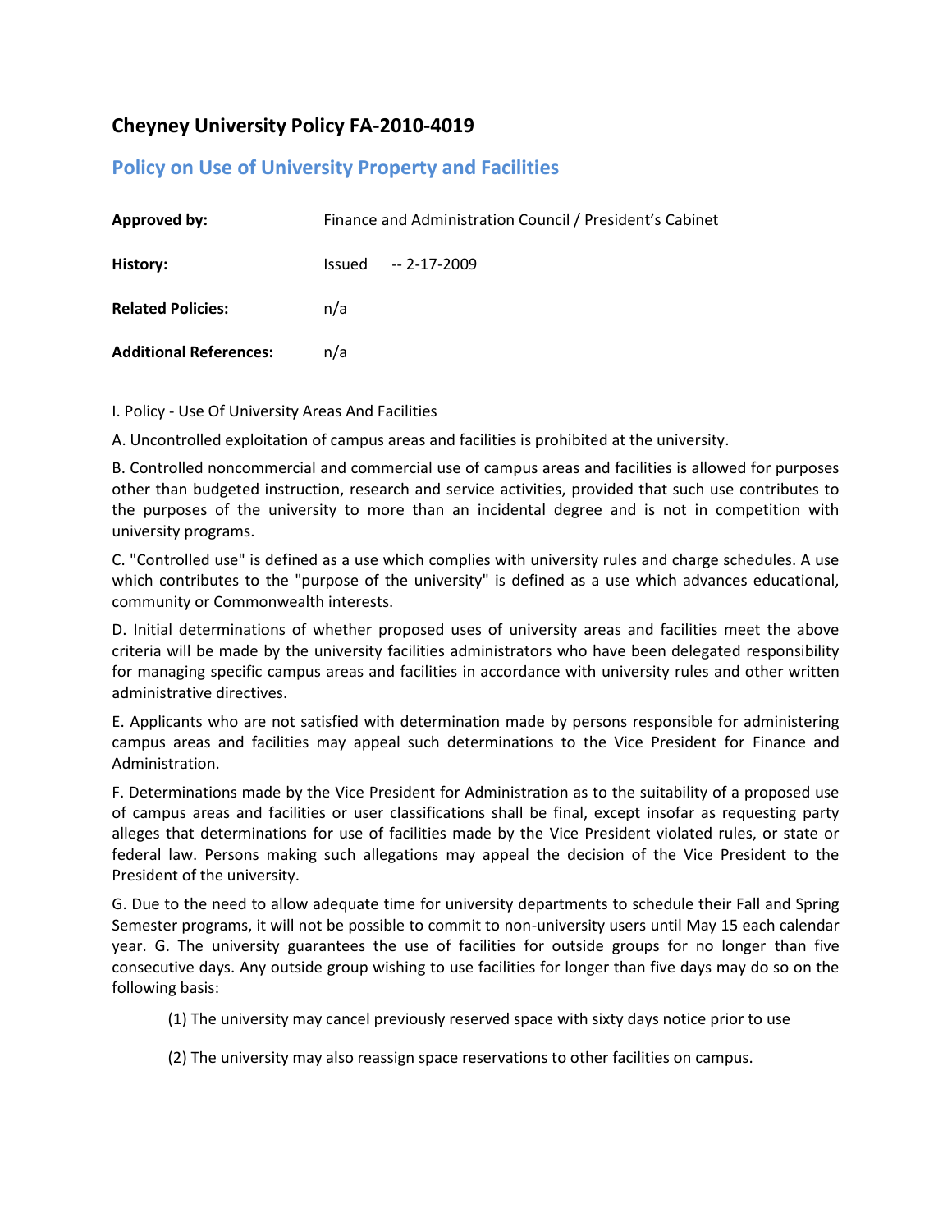# Cheyney University Policy FA-2010-4019

## Policy on Use of University Property and Facilities

| | |
|---|---|
| **Approved by:** | Finance and Administration Council / President's Cabinet |
| **History:** | Issued -- 2-17-2009 |
| **Related Policies:** | n/a |
| **Additional References:** | n/a |

I. Policy - Use Of University Areas And Facilities

A. Uncontrolled exploitation of campus areas and facilities is prohibited at the university.

B. Controlled noncommercial and commercial use of campus areas and facilities is allowed for purposes other than budgeted instruction, research and service activities, provided that such use contributes to the purposes of the university to more than an incidental degree and is not in competition with university programs.

C. "Controlled use" is defined as a use which complies with university rules and charge schedules. A use which contributes to the "purpose of the university" is defined as a use which advances educational, community or Commonwealth interests.

D. Initial determinations of whether proposed uses of university areas and facilities meet the above criteria will be made by the university facilities administrators who have been delegated responsibility for managing specific campus areas and facilities in accordance with university rules and other written administrative directives.

E. Applicants who are not satisfied with determination made by persons responsible for administering campus areas and facilities may appeal such determinations to the Vice President for Finance and Administration.

F. Determinations made by the Vice President for Administration as to the suitability of a proposed use of campus areas and facilities or user classifications shall be final, except insofar as requesting party alleges that determinations for use of facilities made by the Vice President violated rules, or state or federal law. Persons making such allegations may appeal the decision of the Vice President to the President of the university.

G. Due to the need to allow adequate time for university departments to schedule their Fall and Spring Semester programs, it will not be possible to commit to non-university users until May 15 each calendar year. G. The university guarantees the use of facilities for outside groups for no longer than five consecutive days. Any outside group wishing to use facilities for longer than five days may do so on the following basis:

(1) The university may cancel previously reserved space with sixty days notice prior to use

(2) The university may also reassign space reservations to other facilities on campus.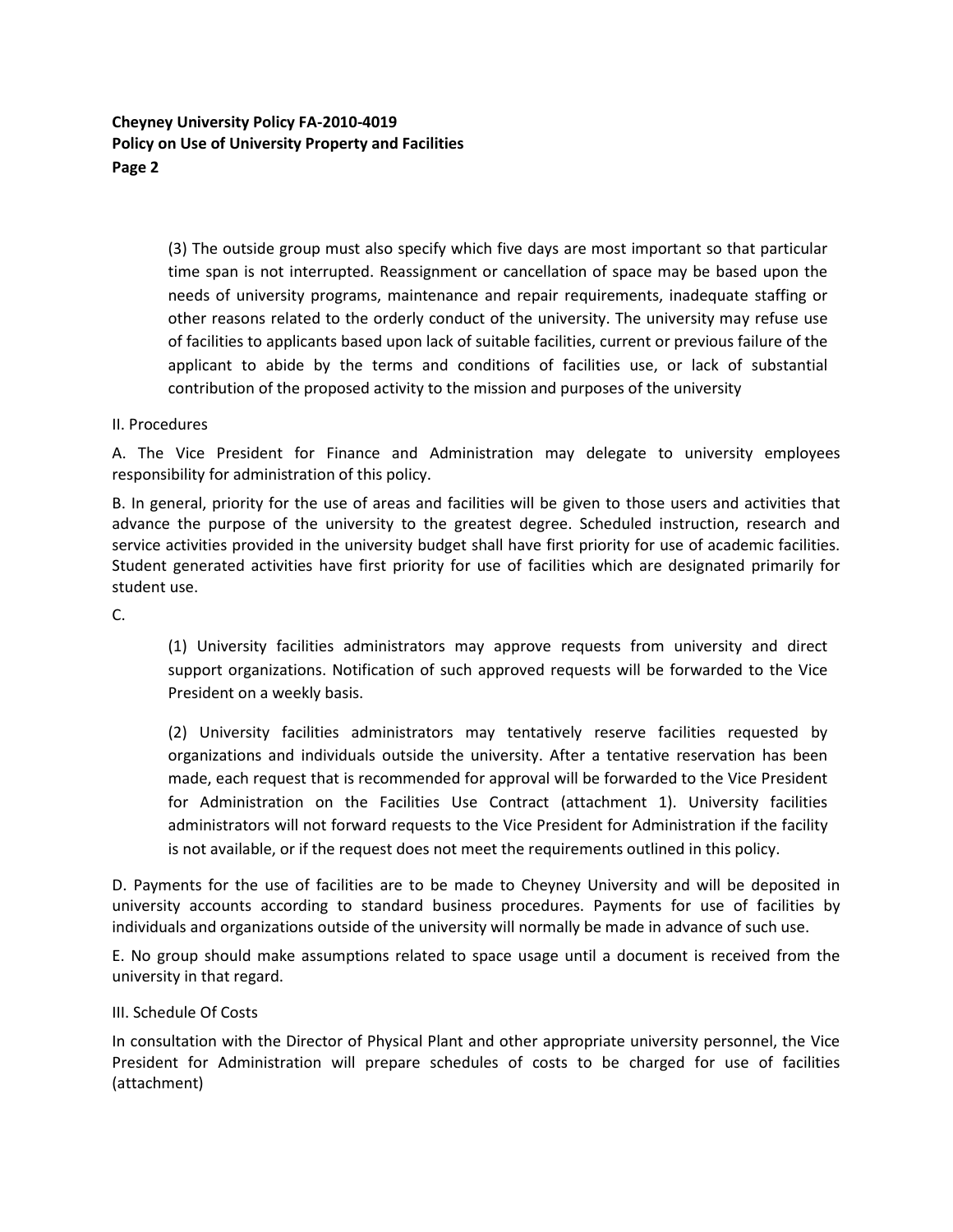(3) The outside group must also specify which five days are most important so that particular time span is not interrupted. Reassignment or cancellation of space may be based upon the needs of university programs, maintenance and repair requirements, inadequate staffing or other reasons related to the orderly conduct of the university. The university may refuse use of facilities to applicants based upon lack of suitable facilities, current or previous failure of the applicant to abide by the terms and conditions of facilities use, or lack of substantial contribution of the proposed activity to the mission and purposes of the university

II. Procedures

A. The Vice President for Finance and Administration may delegate to university employees responsibility for administration of this policy.

B. In general, priority for the use of areas and facilities will be given to those users and activities that advance the purpose of the university to the greatest degree. Scheduled instruction, research and service activities provided in the university budget shall have first priority for use of academic facilities. Student generated activities have first priority for use of facilities which are designated primarily for student use.

C.

(1) University facilities administrators may approve requests from university and direct support organizations. Notification of such approved requests will be forwarded to the Vice President on a weekly basis.

(2) University facilities administrators may tentatively reserve facilities requested by organizations and individuals outside the university. After a tentative reservation has been made, each request that is recommended for approval will be forwarded to the Vice President for Administration on the Facilities Use Contract (attachment 1). University facilities administrators will not forward requests to the Vice President for Administration if the facility is not available, or if the request does not meet the requirements outlined in this policy.

D. Payments for the use of facilities are to be made to Cheyney University and will be deposited in university accounts according to standard business procedures. Payments for use of facilities by individuals and organizations outside of the university will normally be made in advance of such use.

E. No group should make assumptions related to space usage until a document is received from the university in that regard.

III. Schedule Of Costs

In consultation with the Director of Physical Plant and other appropriate university personnel, the Vice President for Administration will prepare schedules of costs to be charged for use of facilities (attachment)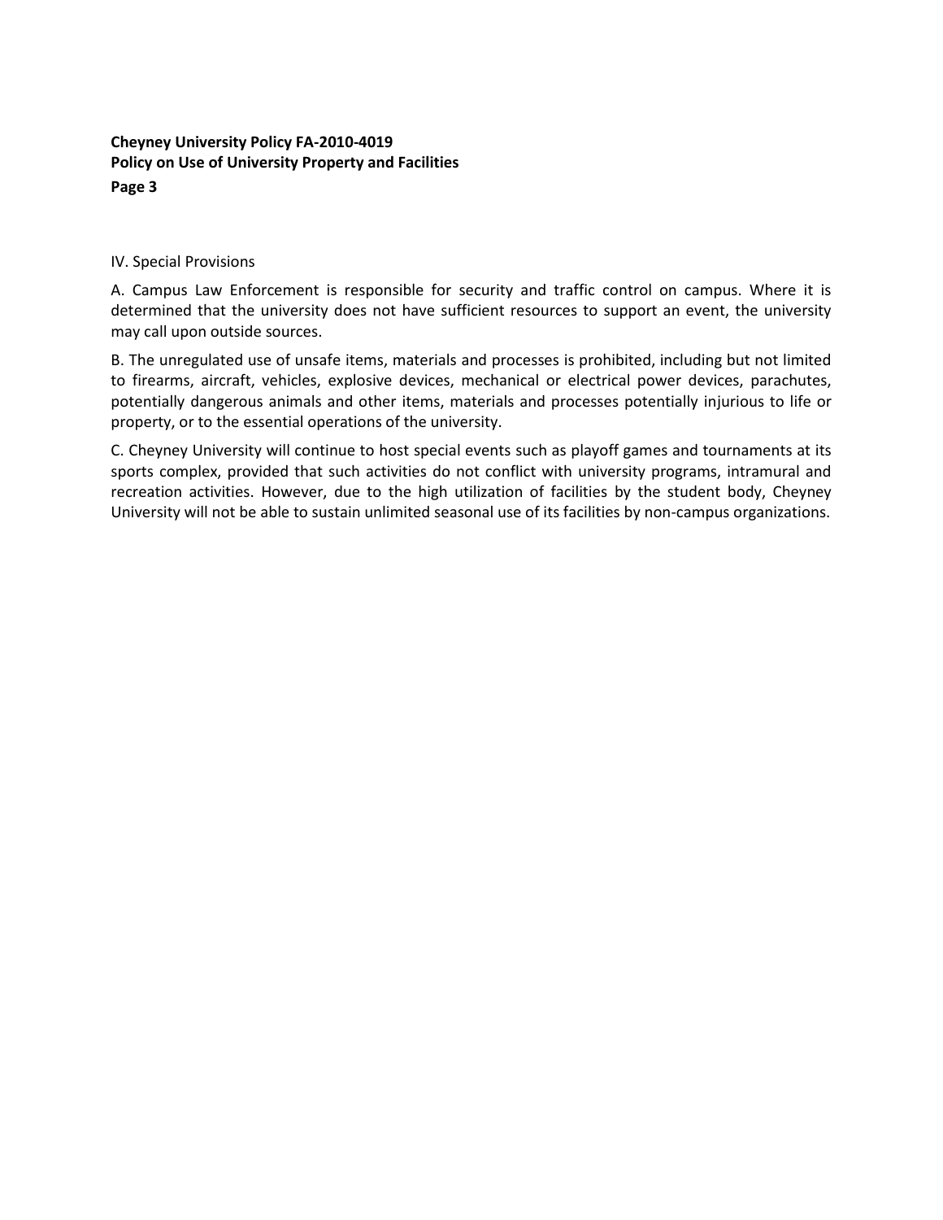IV. Special Provisions

A. Campus Law Enforcement is responsible for security and traffic control on campus. Where it is determined that the university does not have sufficient resources to support an event, the university may call upon outside sources.

B. The unregulated use of unsafe items, materials and processes is prohibited, including but not limited to firearms, aircraft, vehicles, explosive devices, mechanical or electrical power devices, parachutes, potentially dangerous animals and other items, materials and processes potentially injurious to life or property, or to the essential operations of the university.

C. Cheyney University will continue to host special events such as playoff games and tournaments at its sports complex, provided that such activities do not conflict with university programs, intramural and recreation activities. However, due to the high utilization of facilities by the student body, Cheyney University will not be able to sustain unlimited seasonal use of its facilities by non-campus organizations.